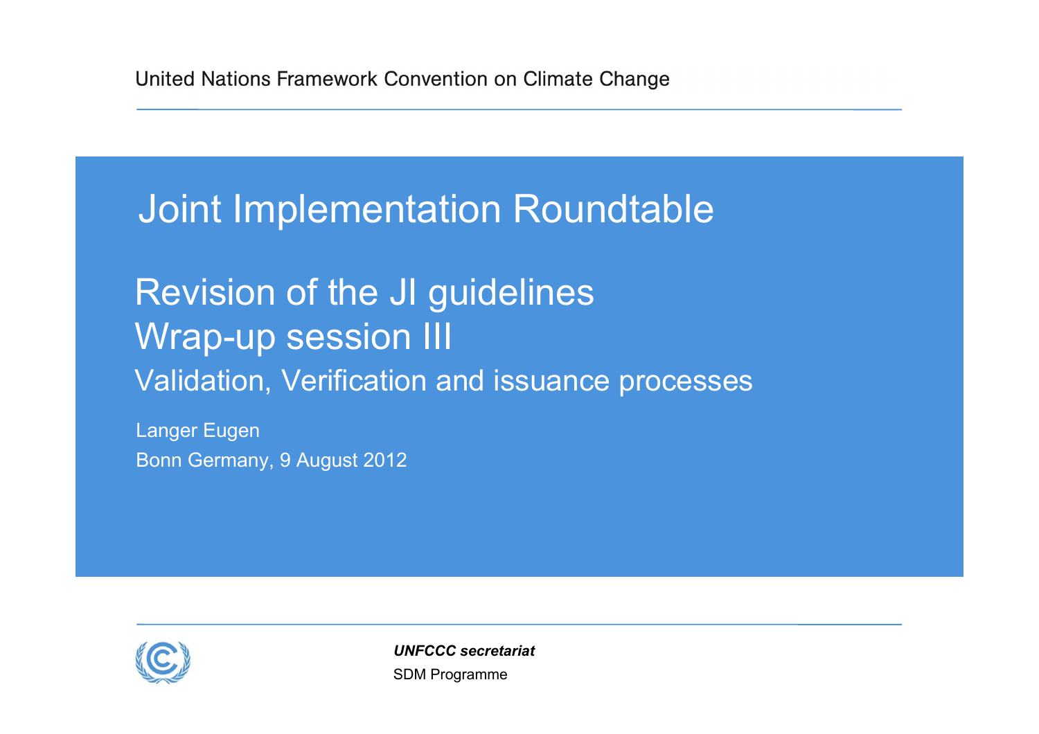United Nations Framework Convention on Climate Change

# Joint Implementation Roundtable

## Revision of the JI guidelines
## Wrap-up session III
### Validation, Verification and issuance processes

Langer Eugen

Bonn Germany, 9 August 2012

***UNFCCC secretariat***

SDM Programme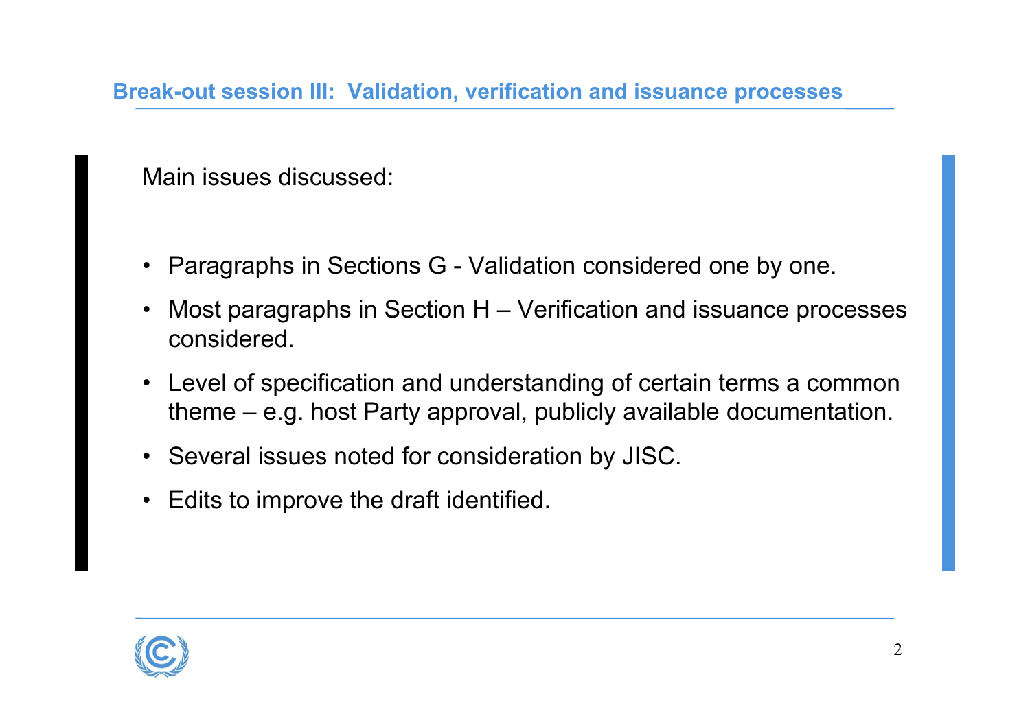## Break-out session III: Validation, verification and issuance processes

Main issues discussed:

- Paragraphs in Sections G - Validation considered one by one.
- Most paragraphs in Section H – Verification and issuance processes considered.
- Level of specification and understanding of certain terms a common theme – e.g. host Party approval, publicly available documentation.
- Several issues noted for consideration by JISC.
- Edits to improve the draft identified.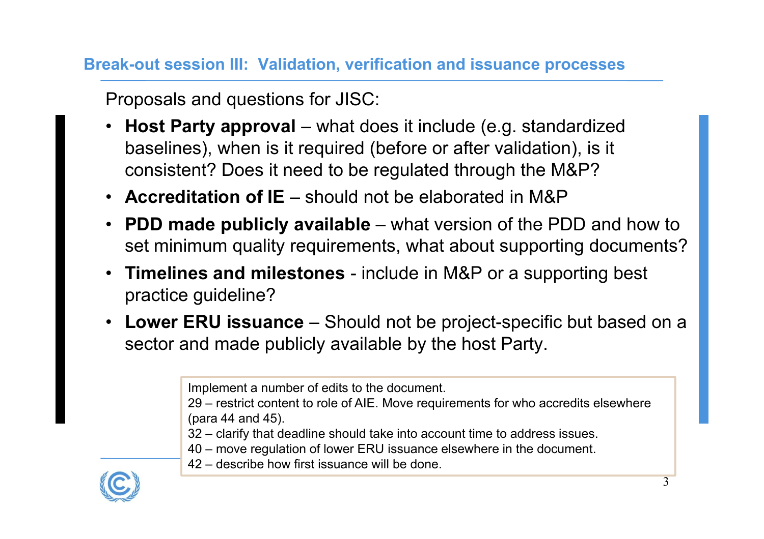## Break-out session III: Validation, verification and issuance processes

Proposals and questions for JISC:

- **Host Party approval** – what does it include (e.g. standardized baselines), when is it required (before or after validation), is it consistent? Does it need to be regulated through the M&P?
- **Accreditation of IE** – should not be elaborated in M&P
- **PDD made publicly available** – what version of the PDD and how to set minimum quality requirements, what about supporting documents?
- **Timelines and milestones** - include in M&P or a supporting best practice guideline?
- **Lower ERU issuance** – Should not be project-specific but based on a sector and made publicly available by the host Party.

Implement a number of edits to the document.
29 – restrict content to role of AIE. Move requirements for who accredits elsewhere (para 44 and 45).
32 – clarify that deadline should take into account time to address issues.
40 – move regulation of lower ERU issuance elsewhere in the document.
42 – describe how first issuance will be done.